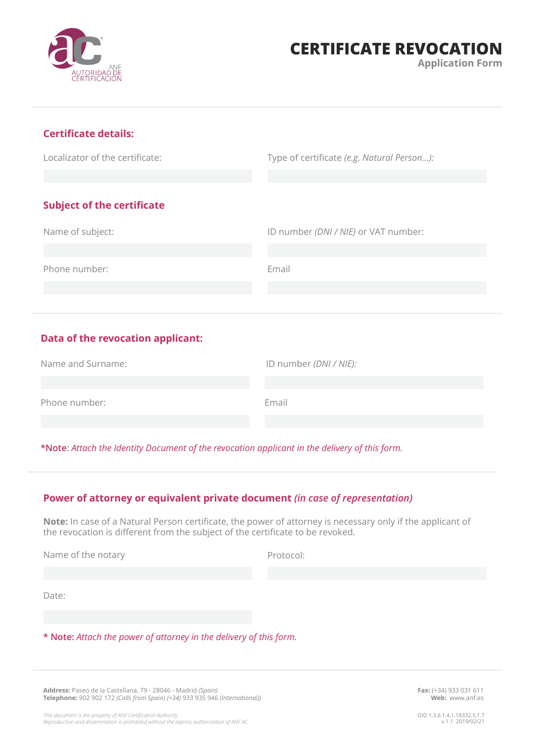ANF
AUTORIDAD DE
CERTIFICACIÓN

# CERTIFICATE REVOCATION

**Application Form**

## Certificate details:

Localizator of the certificate:

Type of certificate *(e.g. Natural Person...)*:

## Subject of the certificate

Name of subject:

ID number *(DNI / NIE)* or VAT number:

Phone number:

Email

## Data of the revocation applicant:

Name and Surname:

ID number *(DNI / NIE)*:

Phone number:

Email

***Note**: *Attach the Identity Document of the revocation applicant in the delivery of this form.*

## Power of attorney or equivalent private document *(in case of representation)*

**Note:** In case of a Natural Person certificate, the power of attorney is necessary only if the applicant of the revocation is different from the subject of the certificate to be revoked.

Name of the notary

Protocol:

Date:

**\* Note:** *Attach the power of attorney in the delivery of this form.*

**Address:** Paseo de la Castellana, 79 - 28046 - Madrid *(Spain)*
**Telephone:** 902 902 172 *(Calls from Spain) (+34)* 933 935 946 *(International))*

**Fax:** (+34) 933 031 611
**Web:** www.anf.es

*This document is the property of ANF Certification Authority.*
*Reproduction and dissemination is prohibited without the express authorization of ANF AC*

OID 1.3.6.1.4.1.18332.5.1.7
v.1.1 2019/02/21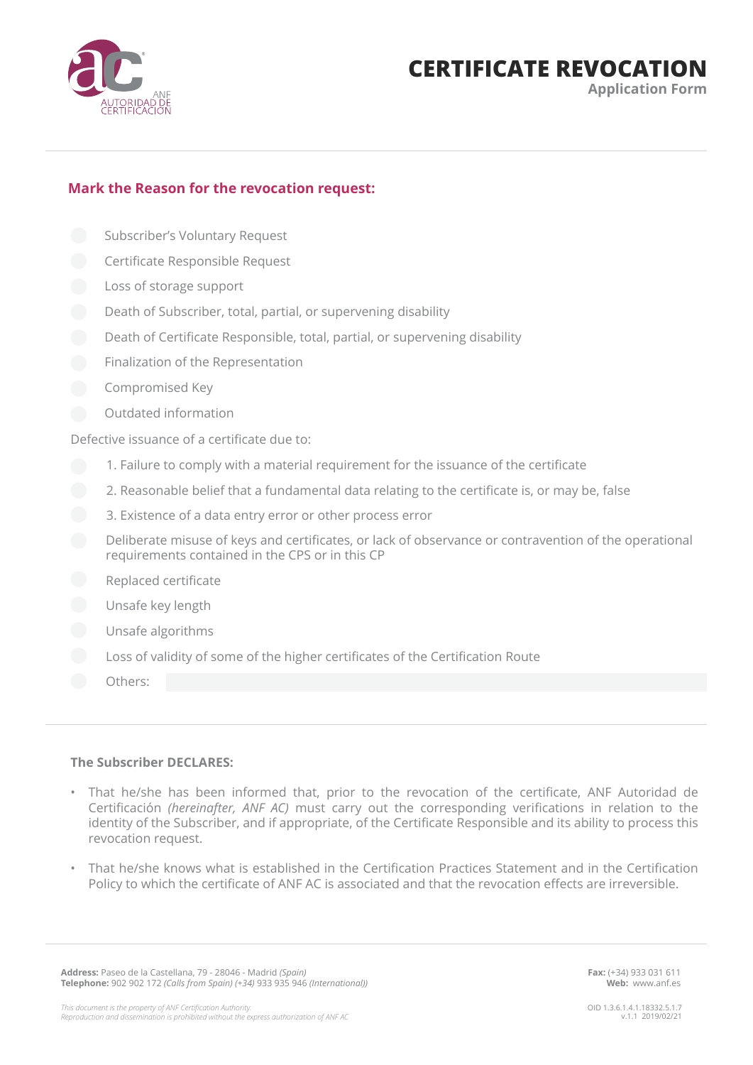# CERTIFICATE REVOCATION

**Application Form**

## Mark the Reason for the revocation request:

- ☐ Subscriber's Voluntary Request
- ☐ Certificate Responsible Request
- ☐ Loss of storage support
- ☐ Death of Subscriber, total, partial, or supervening disability
- ☐ Death of Certificate Responsible, total, partial, or supervening disability
- ☐ Finalization of the Representation
- ☐ Compromised Key
- ☐ Outdated information

Defective issuance of a certificate due to:

- ☐ 1. Failure to comply with a material requirement for the issuance of the certificate
- ☐ 2. Reasonable belief that a fundamental data relating to the certificate is, or may be, false
- ☐ 3. Existence of a data entry error or other process error
- ☐ Deliberate misuse of keys and certificates, or lack of observance or contravention of the operational requirements contained in the CPS or in this CP
- ☐ Replaced certificate
- ☐ Unsafe key length
- ☐ Unsafe algorithms
- ☐ Loss of validity of some of the higher certificates of the Certification Route
- ☐ Others: ____________________

### The Subscriber DECLARES:

- That he/she has been informed that, prior to the revocation of the certificate, ANF Autoridad de Certificación *(hereinafter, ANF AC)* must carry out the corresponding verifications in relation to the identity of the Subscriber, and if appropriate, of the Certificate Responsible and its ability to process this revocation request.
- That he/she knows what is established in the Certification Practices Statement and in the Certification Policy to which the certificate of ANF AC is associated and that the revocation effects are irreversible.

**Address:** Paseo de la Castellana, 79 - 28046 - Madrid *(Spain)*
**Telephone:** 902 902 172 *(Calls from Spain) (+34)* 933 935 946 *(International))*

**Fax:** (+34) 933 031 611
**Web:** www.anf.es

*This document is the property of ANF Certification Authority.*
*Reproduction and dissemination is prohibited without the express authorization of ANF AC*

OID 1.3.6.1.4.1.18332.5.1.7
v.1.1 2019/02/21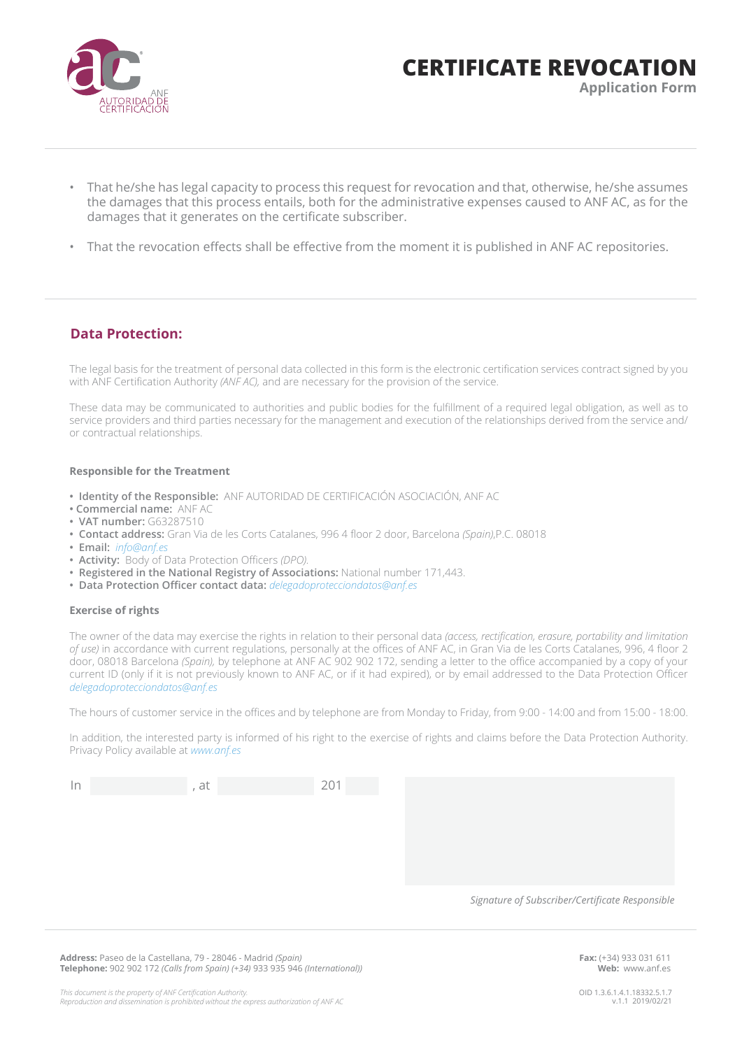# CERTIFICATE REVOCATION

**Application Form**

- That he/she has legal capacity to process this request for revocation and that, otherwise, he/she assumes the damages that this process entails, both for the administrative expenses caused to ANF AC, as for the damages that it generates on the certificate subscriber.
- That the revocation effects shall be effective from the moment it is published in ANF AC repositories.

## Data Protection:

The legal basis for the treatment of personal data collected in this form is the electronic certification services contract signed by you with ANF Certification Authority *(ANF AC),* and are necessary for the provision of the service.

These data may be communicated to authorities and public bodies for the fulfillment of a required legal obligation, as well as to service providers and third parties necessary for the management and execution of the relationships derived from the service and/or contractual relationships.

### Responsible for the Treatment

- **Identity of the Responsible:** ANF AUTORIDAD DE CERTIFICACIÓN ASOCIACIÓN, ANF AC
- **Commercial name:** ANF AC
- **VAT number:** G63287510
- **Contact address:** Gran Via de les Corts Catalanes, 996 4 floor 2 door, Barcelona *(Spain)*,P.C. 08018
- **Email:** *info@anf.es*
- **Activity:** Body of Data Protection Officers *(DPO).*
- **Registered in the National Registry of Associations:** National number 171,443.
- **Data Protection Officer contact data:** *delegadoprotecciondatos@anf.es*

### Exercise of rights

The owner of the data may exercise the rights in relation to their personal data *(access, rectification, erasure, portability and limitation of use)* in accordance with current regulations, personally at the offices of ANF AC, in Gran Via de les Corts Catalanes, 996, 4 floor 2 door, 08018 Barcelona *(Spain),* by telephone at ANF AC 902 902 172, sending a letter to the office accompanied by a copy of your current ID (only if it is not previously known to ANF AC, or if it had expired), or by email addressed to the Data Protection Officer *delegadoprotecciondatos@anf.es*

The hours of customer service in the offices and by telephone are from Monday to Friday, from 9:00 - 14:00 and from 15:00 - 18:00.

In addition, the interested party is informed of his right to the exercise of rights and claims before the Data Protection Authority. Privacy Policy available at *www.anf.es*

In ____________ , at ____________ 201____

*Signature of Subscriber/Certificate Responsible*

**Address:** Paseo de la Castellana, 79 - 28046 - Madrid *(Spain)*
**Telephone:** 902 902 172 *(Calls from Spain) (+34)* 933 935 946 *(International))*

**Fax:** (+34) 933 031 611
**Web:** www.anf.es

*This document is the property of ANF Certification Authority.*
*Reproduction and dissemination is prohibited without the express authorization of ANF AC*

OID 1.3.6.1.4.1.18332.5.1.7
v.1.1 2019/02/21